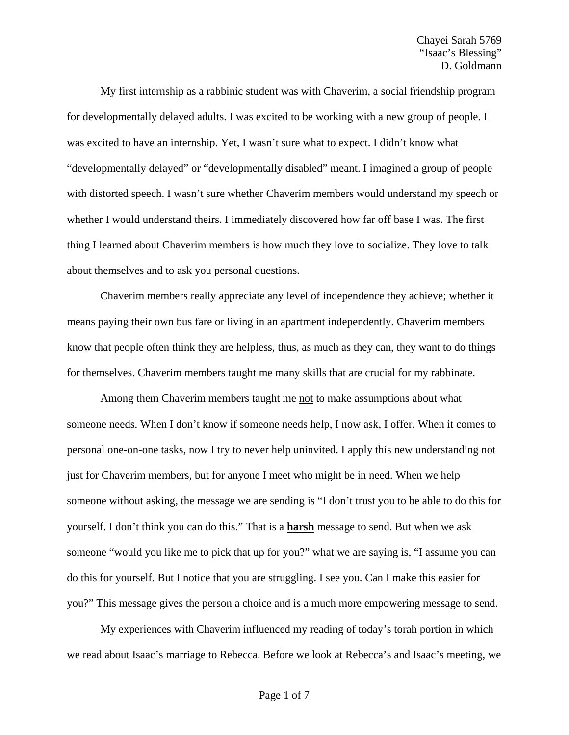Chayei Sarah 5769
"Isaac's Blessing"
D. Goldmann

My first internship as a rabbinic student was with Chaverim, a social friendship program for developmentally delayed adults. I was excited to be working with a new group of people. I was excited to have an internship. Yet, I wasn't sure what to expect. I didn't know what "developmentally delayed" or "developmentally disabled" meant. I imagined a group of people with distorted speech. I wasn't sure whether Chaverim members would understand my speech or whether I would understand theirs. I immediately discovered how far off base I was. The first thing I learned about Chaverim members is how much they love to socialize. They love to talk about themselves and to ask you personal questions.

Chaverim members really appreciate any level of independence they achieve; whether it means paying their own bus fare or living in an apartment independently. Chaverim members know that people often think they are helpless, thus, as much as they can, they want to do things for themselves. Chaverim members taught me many skills that are crucial for my rabbinate.

Among them Chaverim members taught me <u>not</u> to make assumptions about what someone needs. When I don't know if someone needs help, I now ask, I offer. When it comes to personal one-on-one tasks, now I try to never help uninvited. I apply this new understanding not just for Chaverim members, but for anyone I meet who might be in need. When we help someone without asking, the message we are sending is "I don't trust you to be able to do this for yourself. I don't think you can do this." That is a **<u>harsh</u>** message to send. But when we ask someone "would you like me to pick that up for you?" what we are saying is, "I assume you can do this for yourself. But I notice that you are struggling. I see you. Can I make this easier for you?" This message gives the person a choice and is a much more empowering message to send.

My experiences with Chaverim influenced my reading of today's torah portion in which we read about Isaac's marriage to Rebecca. Before we look at Rebecca's and Isaac's meeting, we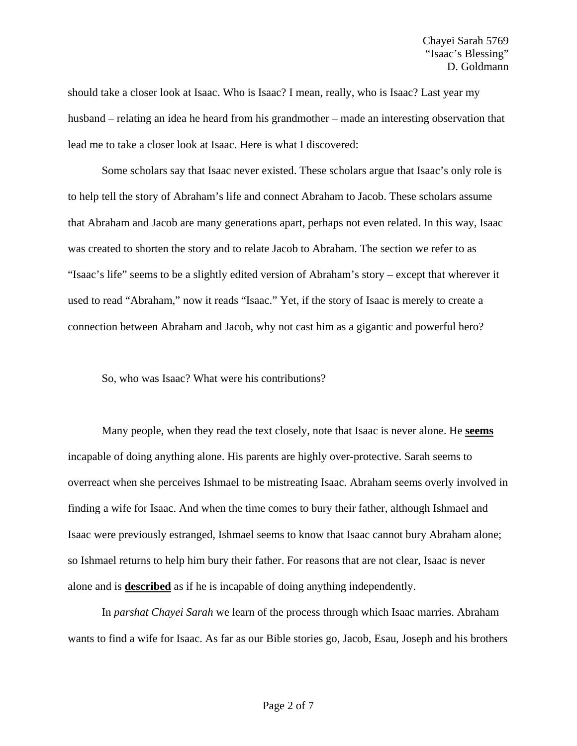should take a closer look at Isaac. Who is Isaac? I mean, really, who is Isaac? Last year my husband – relating an idea he heard from his grandmother – made an interesting observation that lead me to take a closer look at Isaac. Here is what I discovered:

Some scholars say that Isaac never existed. These scholars argue that Isaac's only role is to help tell the story of Abraham's life and connect Abraham to Jacob. These scholars assume that Abraham and Jacob are many generations apart, perhaps not even related. In this way, Isaac was created to shorten the story and to relate Jacob to Abraham. The section we refer to as "Isaac's life" seems to be a slightly edited version of Abraham's story – except that wherever it used to read "Abraham," now it reads "Isaac." Yet, if the story of Isaac is merely to create a connection between Abraham and Jacob, why not cast him as a gigantic and powerful hero?

So, who was Isaac? What were his contributions?

Many people, when they read the text closely, note that Isaac is never alone. He <u>**seems**</u> incapable of doing anything alone. His parents are highly over-protective. Sarah seems to overreact when she perceives Ishmael to be mistreating Isaac. Abraham seems overly involved in finding a wife for Isaac. And when the time comes to bury their father, although Ishmael and Isaac were previously estranged, Ishmael seems to know that Isaac cannot bury Abraham alone; so Ishmael returns to help him bury their father. For reasons that are not clear, Isaac is never alone and is <u>**described**</u> as if he is incapable of doing anything independently.

In *parshat Chayei Sarah* we learn of the process through which Isaac marries. Abraham wants to find a wife for Isaac. As far as our Bible stories go, Jacob, Esau, Joseph and his brothers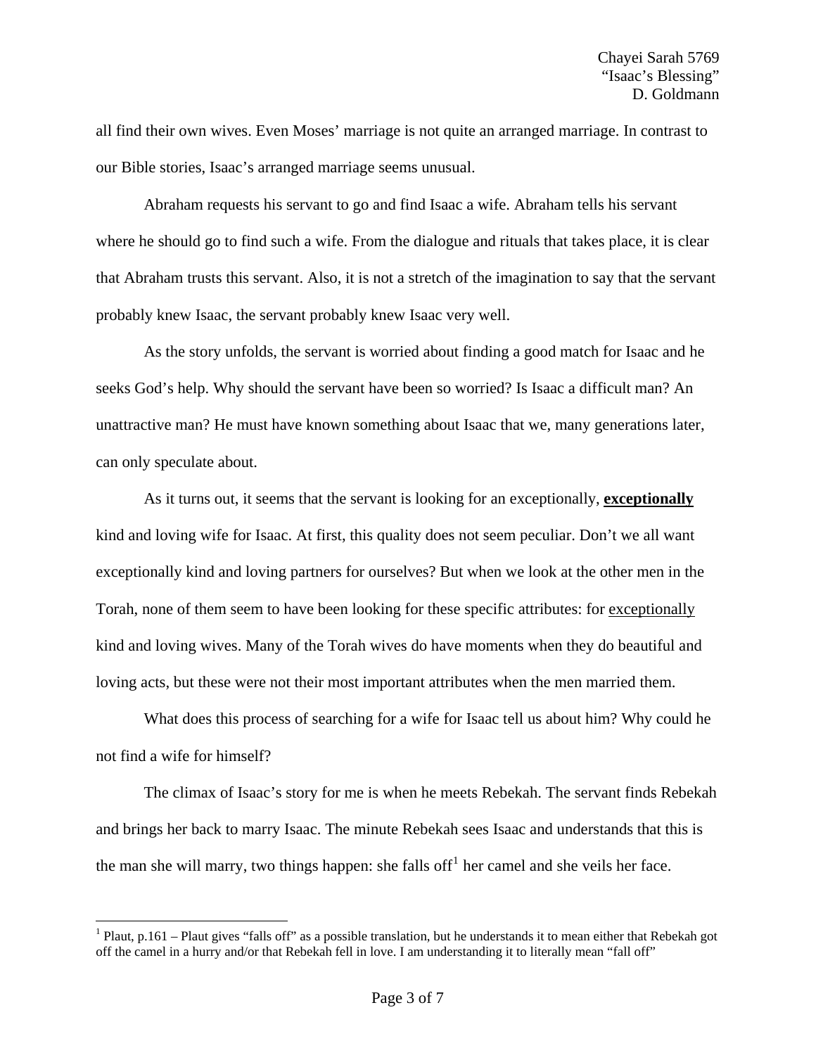all find their own wives. Even Moses' marriage is not quite an arranged marriage. In contrast to our Bible stories, Isaac's arranged marriage seems unusual.

Abraham requests his servant to go and find Isaac a wife. Abraham tells his servant where he should go to find such a wife. From the dialogue and rituals that takes place, it is clear that Abraham trusts this servant. Also, it is not a stretch of the imagination to say that the servant probably knew Isaac, the servant probably knew Isaac very well.

As the story unfolds, the servant is worried about finding a good match for Isaac and he seeks God's help. Why should the servant have been so worried? Is Isaac a difficult man? An unattractive man? He must have known something about Isaac that we, many generations later, can only speculate about.

As it turns out, it seems that the servant is looking for an exceptionally, <u>**exceptionally**</u> kind and loving wife for Isaac. At first, this quality does not seem peculiar. Don't we all want exceptionally kind and loving partners for ourselves? But when we look at the other men in the Torah, none of them seem to have been looking for these specific attributes: for <u>exceptionally</u> kind and loving wives. Many of the Torah wives do have moments when they do beautiful and loving acts, but these were not their most important attributes when the men married them.

What does this process of searching for a wife for Isaac tell us about him? Why could he not find a wife for himself?

The climax of Isaac's story for me is when he meets Rebekah. The servant finds Rebekah and brings her back to marry Isaac. The minute Rebekah sees Isaac and understands that this is the man she will marry, two things happen: she falls off[1] her camel and she veils her face.

---

[1] Plaut, p.161 – Plaut gives "falls off" as a possible translation, but he understands it to mean either that Rebekah got off the camel in a hurry and/or that Rebekah fell in love. I am understanding it to literally mean "fall off"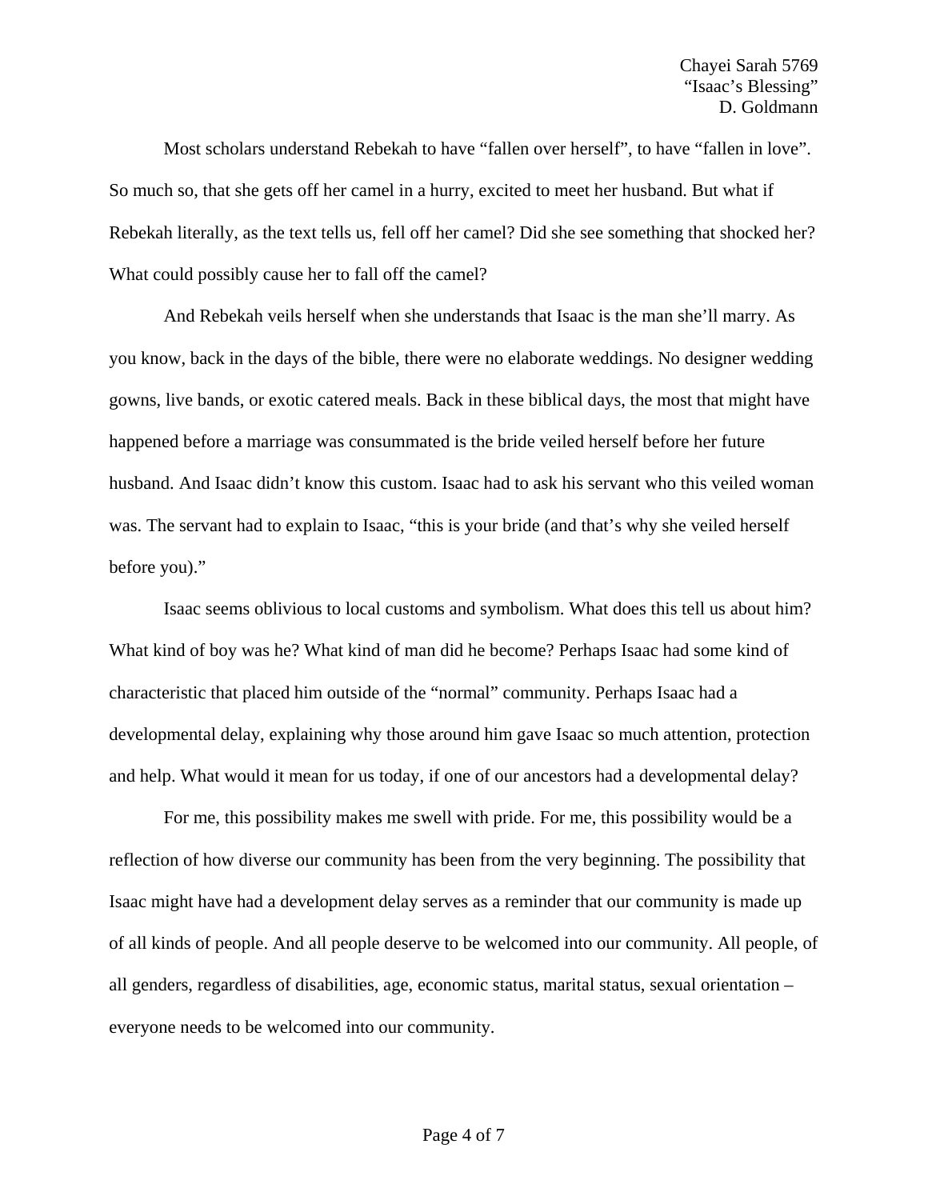Most scholars understand Rebekah to have “fallen over herself”, to have “fallen in love”. So much so, that she gets off her camel in a hurry, excited to meet her husband. But what if Rebekah literally, as the text tells us, fell off her camel? Did she see something that shocked her? What could possibly cause her to fall off the camel?

And Rebekah veils herself when she understands that Isaac is the man she’ll marry. As you know, back in the days of the bible, there were no elaborate weddings. No designer wedding gowns, live bands, or exotic catered meals. Back in these biblical days, the most that might have happened before a marriage was consummated is the bride veiled herself before her future husband. And Isaac didn’t know this custom. Isaac had to ask his servant who this veiled woman was. The servant had to explain to Isaac, “this is your bride (and that’s why she veiled herself before you).”

Isaac seems oblivious to local customs and symbolism. What does this tell us about him? What kind of boy was he? What kind of man did he become? Perhaps Isaac had some kind of characteristic that placed him outside of the “normal” community. Perhaps Isaac had a developmental delay, explaining why those around him gave Isaac so much attention, protection and help. What would it mean for us today, if one of our ancestors had a developmental delay?

For me, this possibility makes me swell with pride. For me, this possibility would be a reflection of how diverse our community has been from the very beginning. The possibility that Isaac might have had a development delay serves as a reminder that our community is made up of all kinds of people. And all people deserve to be welcomed into our community. All people, of all genders, regardless of disabilities, age, economic status, marital status, sexual orientation – everyone needs to be welcomed into our community.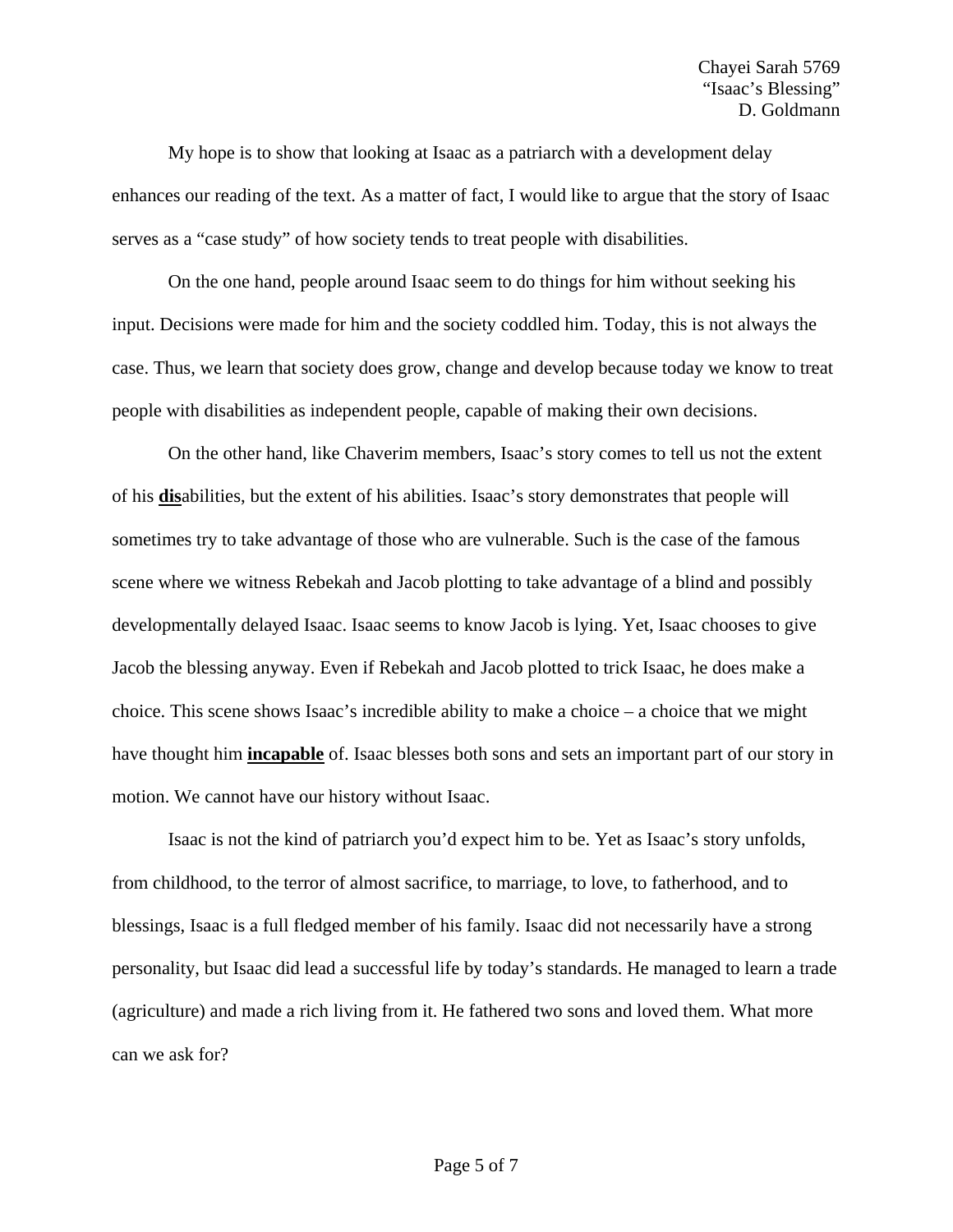My hope is to show that looking at Isaac as a patriarch with a development delay enhances our reading of the text. As a matter of fact, I would like to argue that the story of Isaac serves as a "case study" of how society tends to treat people with disabilities.

On the one hand, people around Isaac seem to do things for him without seeking his input. Decisions were made for him and the society coddled him. Today, this is not always the case. Thus, we learn that society does grow, change and develop because today we know to treat people with disabilities as independent people, capable of making their own decisions.

On the other hand, like Chaverim members, Isaac's story comes to tell us not the extent of his **dis**abilities, but the extent of his abilities. Isaac's story demonstrates that people will sometimes try to take advantage of those who are vulnerable. Such is the case of the famous scene where we witness Rebekah and Jacob plotting to take advantage of a blind and possibly developmentally delayed Isaac. Isaac seems to know Jacob is lying. Yet, Isaac chooses to give Jacob the blessing anyway. Even if Rebekah and Jacob plotted to trick Isaac, he does make a choice. This scene shows Isaac's incredible ability to make a choice – a choice that we might have thought him **incapable** of. Isaac blesses both sons and sets an important part of our story in motion. We cannot have our history without Isaac.

Isaac is not the kind of patriarch you'd expect him to be. Yet as Isaac's story unfolds, from childhood, to the terror of almost sacrifice, to marriage, to love, to fatherhood, and to blessings, Isaac is a full fledged member of his family. Isaac did not necessarily have a strong personality, but Isaac did lead a successful life by today's standards. He managed to learn a trade (agriculture) and made a rich living from it. He fathered two sons and loved them. What more can we ask for?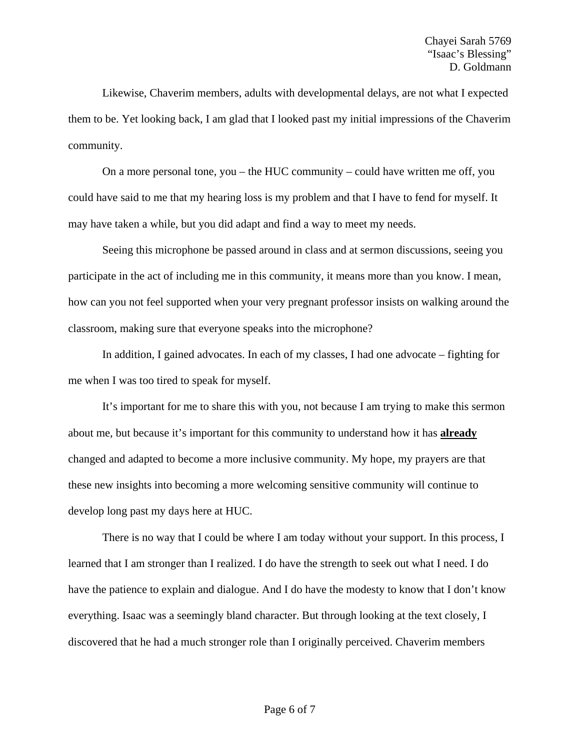Likewise, Chaverim members, adults with developmental delays, are not what I expected them to be. Yet looking back, I am glad that I looked past my initial impressions of the Chaverim community.

On a more personal tone, you – the HUC community – could have written me off, you could have said to me that my hearing loss is my problem and that I have to fend for myself. It may have taken a while, but you did adapt and find a way to meet my needs.

Seeing this microphone be passed around in class and at sermon discussions, seeing you participate in the act of including me in this community, it means more than you know. I mean, how can you not feel supported when your very pregnant professor insists on walking around the classroom, making sure that everyone speaks into the microphone?

In addition, I gained advocates. In each of my classes, I had one advocate – fighting for me when I was too tired to speak for myself.

It's important for me to share this with you, not because I am trying to make this sermon about me, but because it's important for this community to understand how it has <u>**already**</u> changed and adapted to become a more inclusive community. My hope, my prayers are that these new insights into becoming a more welcoming sensitive community will continue to develop long past my days here at HUC.

There is no way that I could be where I am today without your support. In this process, I learned that I am stronger than I realized. I do have the strength to seek out what I need. I do have the patience to explain and dialogue. And I do have the modesty to know that I don't know everything. Isaac was a seemingly bland character. But through looking at the text closely, I discovered that he had a much stronger role than I originally perceived. Chaverim members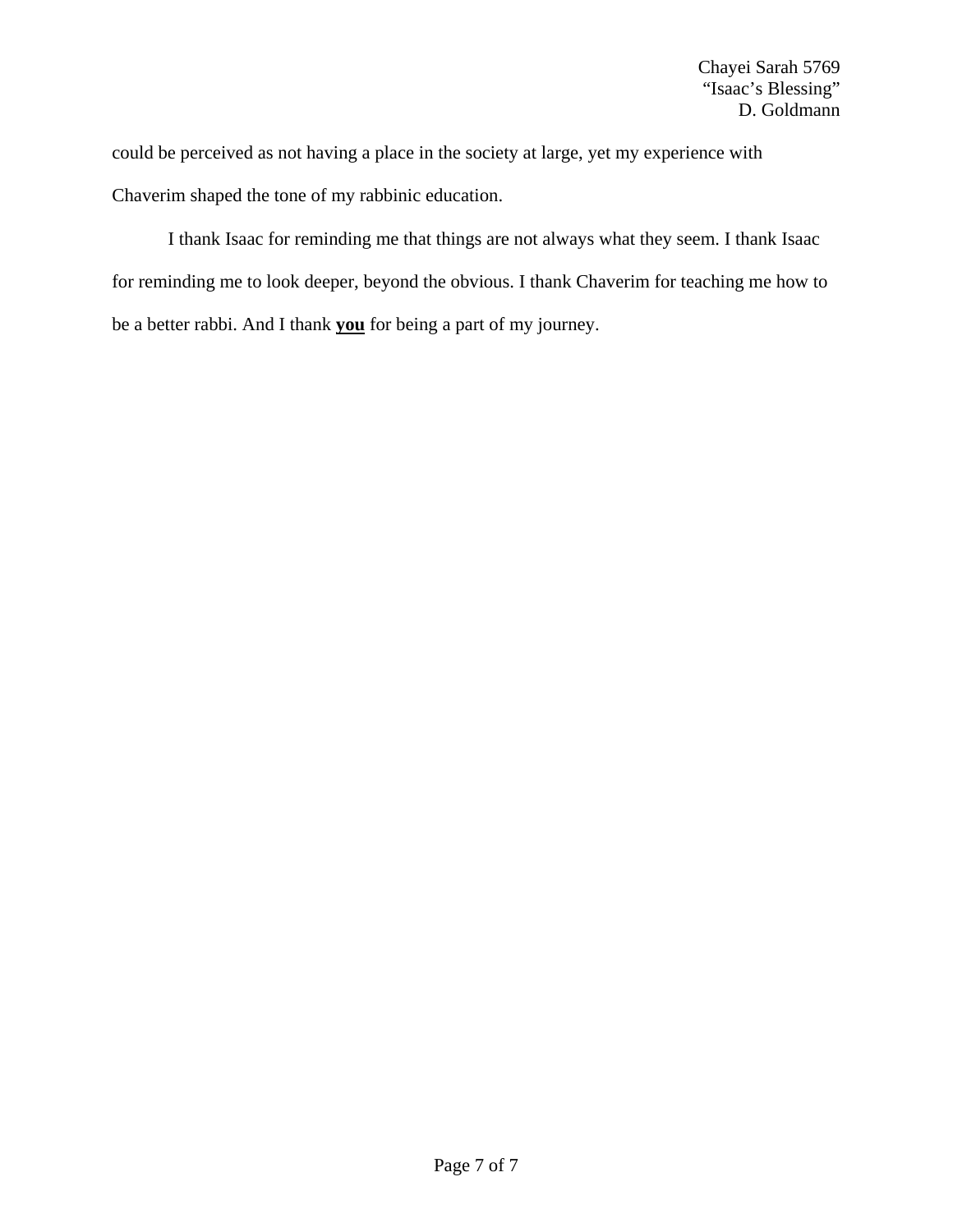could be perceived as not having a place in the society at large, yet my experience with Chaverim shaped the tone of my rabbinic education.

I thank Isaac for reminding me that things are not always what they seem. I thank Isaac for reminding me to look deeper, beyond the obvious. I thank Chaverim for teaching me how to be a better rabbi. And I thank **<u>you</u>** for being a part of my journey.